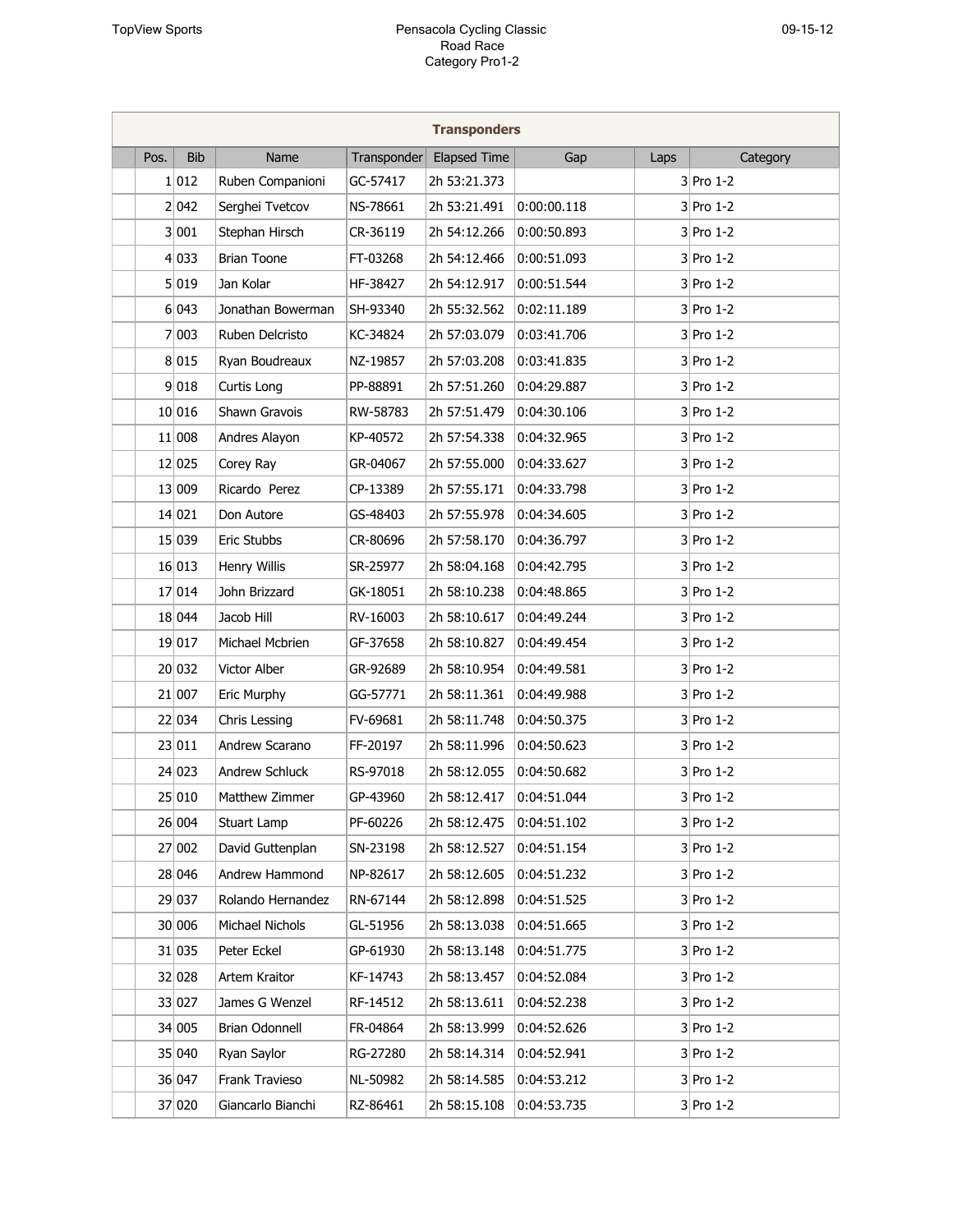TopView Sports

# Pensacola Cycling Classic
## Road Race
## Category Pro1-2

09-15-12

| Transponders | | | | | | | |
|---|---|---|---|---|---|---|---|
| Pos. | Bib | Name | Transponder | Elapsed Time | Gap | Laps | Category |
| 1 | 012 | Ruben Companioni | GC-57417 | 2h 53:21.373 | | 3 | Pro 1-2 |
| 2 | 042 | Serghei Tvetcov | NS-78661 | 2h 53:21.491 | 0:00:00.118 | 3 | Pro 1-2 |
| 3 | 001 | Stephan Hirsch | CR-36119 | 2h 54:12.266 | 0:00:50.893 | 3 | Pro 1-2 |
| 4 | 033 | Brian Toone | FT-03268 | 2h 54:12.466 | 0:00:51.093 | 3 | Pro 1-2 |
| 5 | 019 | Jan Kolar | HF-38427 | 2h 54:12.917 | 0:00:51.544 | 3 | Pro 1-2 |
| 6 | 043 | Jonathan Bowerman | SH-93340 | 2h 55:32.562 | 0:02:11.189 | 3 | Pro 1-2 |
| 7 | 003 | Ruben Delcristo | KC-34824 | 2h 57:03.079 | 0:03:41.706 | 3 | Pro 1-2 |
| 8 | 015 | Ryan Boudreaux | NZ-19857 | 2h 57:03.208 | 0:03:41.835 | 3 | Pro 1-2 |
| 9 | 018 | Curtis Long | PP-88891 | 2h 57:51.260 | 0:04:29.887 | 3 | Pro 1-2 |
| 10 | 016 | Shawn Gravois | RW-58783 | 2h 57:51.479 | 0:04:30.106 | 3 | Pro 1-2 |
| 11 | 008 | Andres Alayon | KP-40572 | 2h 57:54.338 | 0:04:32.965 | 3 | Pro 1-2 |
| 12 | 025 | Corey Ray | GR-04067 | 2h 57:55.000 | 0:04:33.627 | 3 | Pro 1-2 |
| 13 | 009 | Ricardo Perez | CP-13389 | 2h 57:55.171 | 0:04:33.798 | 3 | Pro 1-2 |
| 14 | 021 | Don Autore | GS-48403 | 2h 57:55.978 | 0:04:34.605 | 3 | Pro 1-2 |
| 15 | 039 | Eric Stubbs | CR-80696 | 2h 57:58.170 | 0:04:36.797 | 3 | Pro 1-2 |
| 16 | 013 | Henry Willis | SR-25977 | 2h 58:04.168 | 0:04:42.795 | 3 | Pro 1-2 |
| 17 | 014 | John Brizzard | GK-18051 | 2h 58:10.238 | 0:04:48.865 | 3 | Pro 1-2 |
| 18 | 044 | Jacob Hill | RV-16003 | 2h 58:10.617 | 0:04:49.244 | 3 | Pro 1-2 |
| 19 | 017 | Michael Mcbrien | GF-37658 | 2h 58:10.827 | 0:04:49.454 | 3 | Pro 1-2 |
| 20 | 032 | Victor Alber | GR-92689 | 2h 58:10.954 | 0:04:49.581 | 3 | Pro 1-2 |
| 21 | 007 | Eric Murphy | GG-57771 | 2h 58:11.361 | 0:04:49.988 | 3 | Pro 1-2 |
| 22 | 034 | Chris Lessing | FV-69681 | 2h 58:11.748 | 0:04:50.375 | 3 | Pro 1-2 |
| 23 | 011 | Andrew Scarano | FF-20197 | 2h 58:11.996 | 0:04:50.623 | 3 | Pro 1-2 |
| 24 | 023 | Andrew Schluck | RS-97018 | 2h 58:12.055 | 0:04:50.682 | 3 | Pro 1-2 |
| 25 | 010 | Matthew Zimmer | GP-43960 | 2h 58:12.417 | 0:04:51.044 | 3 | Pro 1-2 |
| 26 | 004 | Stuart Lamp | PF-60226 | 2h 58:12.475 | 0:04:51.102 | 3 | Pro 1-2 |
| 27 | 002 | David Guttenplan | SN-23198 | 2h 58:12.527 | 0:04:51.154 | 3 | Pro 1-2 |
| 28 | 046 | Andrew Hammond | NP-82617 | 2h 58:12.605 | 0:04:51.232 | 3 | Pro 1-2 |
| 29 | 037 | Rolando Hernandez | RN-67144 | 2h 58:12.898 | 0:04:51.525 | 3 | Pro 1-2 |
| 30 | 006 | Michael Nichols | GL-51956 | 2h 58:13.038 | 0:04:51.665 | 3 | Pro 1-2 |
| 31 | 035 | Peter Eckel | GP-61930 | 2h 58:13.148 | 0:04:51.775 | 3 | Pro 1-2 |
| 32 | 028 | Artem Kraitor | KF-14743 | 2h 58:13.457 | 0:04:52.084 | 3 | Pro 1-2 |
| 33 | 027 | James G Wenzel | RF-14512 | 2h 58:13.611 | 0:04:52.238 | 3 | Pro 1-2 |
| 34 | 005 | Brian Odonnell | FR-04864 | 2h 58:13.999 | 0:04:52.626 | 3 | Pro 1-2 |
| 35 | 040 | Ryan Saylor | RG-27280 | 2h 58:14.314 | 0:04:52.941 | 3 | Pro 1-2 |
| 36 | 047 | Frank Travieso | NL-50982 | 2h 58:14.585 | 0:04:53.212 | 3 | Pro 1-2 |
| 37 | 020 | Giancarlo Bianchi | RZ-86461 | 2h 58:15.108 | 0:04:53.735 | 3 | Pro 1-2 |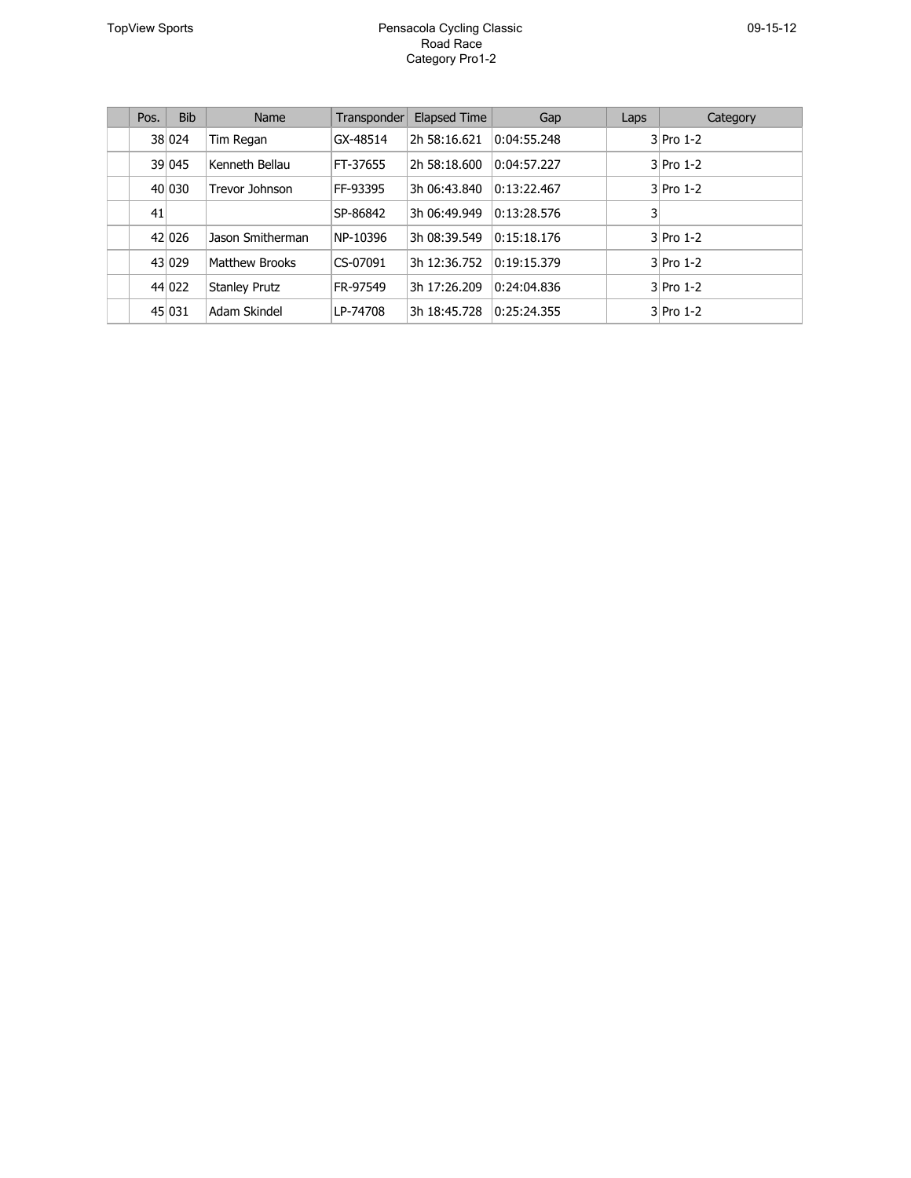| | Pos. | Bib | Name | Transponder | Elapsed Time | Gap | Laps | Category |
|---|---|---|---|---|---|---|---|---|
| | 38 | 024 | Tim Regan | GX-48514 | 2h 58:16.621 | 0:04:55.248 | 3 | Pro 1-2 |
| | 39 | 045 | Kenneth Bellau | FT-37655 | 2h 58:18.600 | 0:04:57.227 | 3 | Pro 1-2 |
| | 40 | 030 | Trevor Johnson | FF-93395 | 3h 06:43.840 | 0:13:22.467 | 3 | Pro 1-2 |
| | 41 | | | SP-86842 | 3h 06:49.949 | 0:13:28.576 | 3 | |
| | 42 | 026 | Jason Smitherman | NP-10396 | 3h 08:39.549 | 0:15:18.176 | 3 | Pro 1-2 |
| | 43 | 029 | Matthew Brooks | CS-07091 | 3h 12:36.752 | 0:19:15.379 | 3 | Pro 1-2 |
| | 44 | 022 | Stanley Prutz | FR-97549 | 3h 17:26.209 | 0:24:04.836 | 3 | Pro 1-2 |
| | 45 | 031 | Adam Skindel | LP-74708 | 3h 18:45.728 | 0:25:24.355 | 3 | Pro 1-2 |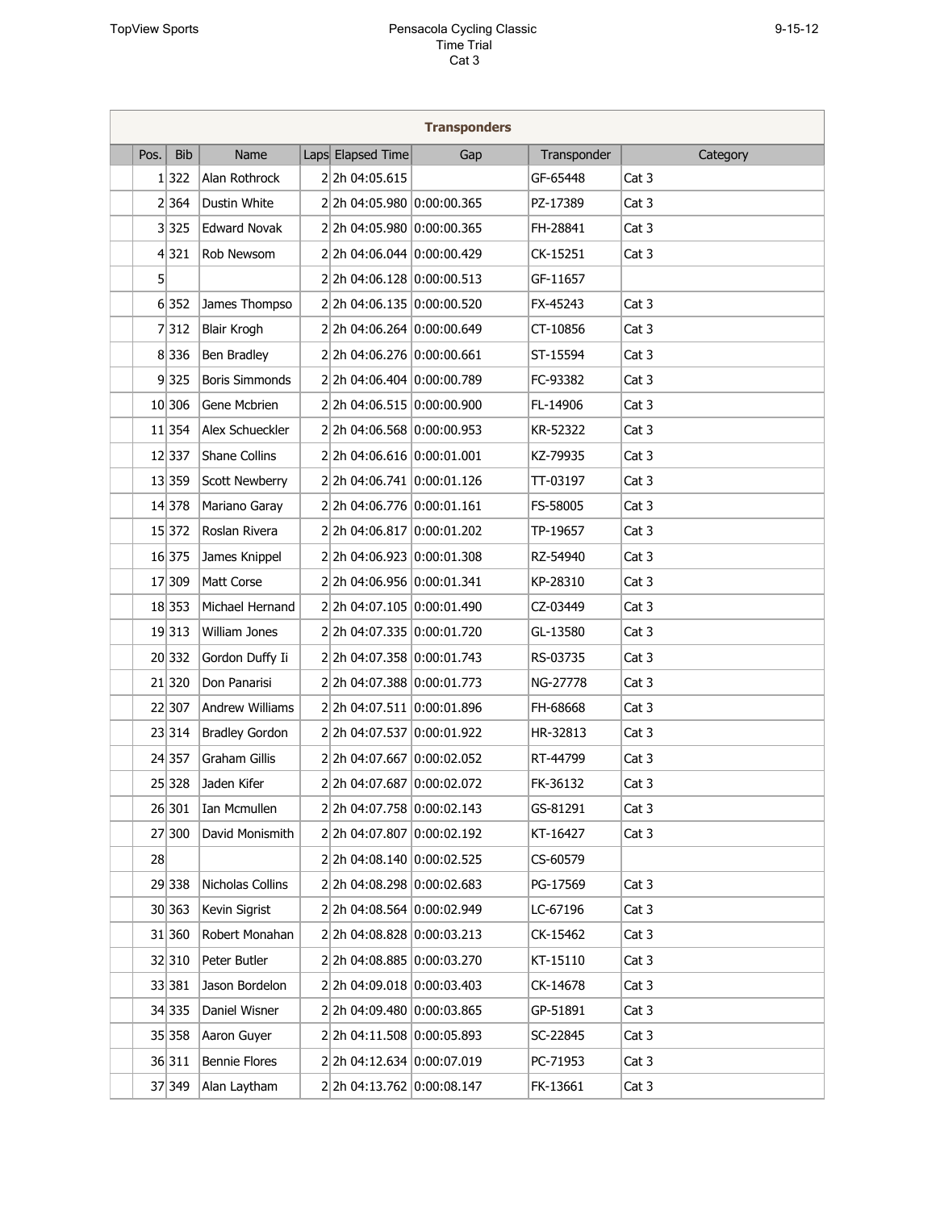# Pensacola Cycling Classic

## Time Trial

### Cat 3

| Transponders | | | | | | | |
|---|---|---|---|---|---|---|---|
| Pos. | Bib | Name | Laps | Elapsed Time | Gap | Transponder | Category |
| 1 | 322 | Alan Rothrock | 2 | 2h 04:05.615 | | GF-65448 | Cat 3 |
| 2 | 364 | Dustin White | 2 | 2h 04:05.980 | 0:00:00.365 | PZ-17389 | Cat 3 |
| 3 | 325 | Edward Novak | 2 | 2h 04:05.980 | 0:00:00.365 | FH-28841 | Cat 3 |
| 4 | 321 | Rob Newsom | 2 | 2h 04:06.044 | 0:00:00.429 | CK-15251 | Cat 3 |
| 5 | | | 2 | 2h 04:06.128 | 0:00:00.513 | GF-11657 | |
| 6 | 352 | James Thompso | 2 | 2h 04:06.135 | 0:00:00.520 | FX-45243 | Cat 3 |
| 7 | 312 | Blair Krogh | 2 | 2h 04:06.264 | 0:00:00.649 | CT-10856 | Cat 3 |
| 8 | 336 | Ben Bradley | 2 | 2h 04:06.276 | 0:00:00.661 | ST-15594 | Cat 3 |
| 9 | 325 | Boris Simmonds | 2 | 2h 04:06.404 | 0:00:00.789 | FC-93382 | Cat 3 |
| 10 | 306 | Gene Mcbrien | 2 | 2h 04:06.515 | 0:00:00.900 | FL-14906 | Cat 3 |
| 11 | 354 | Alex Schueckler | 2 | 2h 04:06.568 | 0:00:00.953 | KR-52322 | Cat 3 |
| 12 | 337 | Shane Collins | 2 | 2h 04:06.616 | 0:00:01.001 | KZ-79935 | Cat 3 |
| 13 | 359 | Scott Newberry | 2 | 2h 04:06.741 | 0:00:01.126 | TT-03197 | Cat 3 |
| 14 | 378 | Mariano Garay | 2 | 2h 04:06.776 | 0:00:01.161 | FS-58005 | Cat 3 |
| 15 | 372 | Roslan Rivera | 2 | 2h 04:06.817 | 0:00:01.202 | TP-19657 | Cat 3 |
| 16 | 375 | James Knippel | 2 | 2h 04:06.923 | 0:00:01.308 | RZ-54940 | Cat 3 |
| 17 | 309 | Matt Corse | 2 | 2h 04:06.956 | 0:00:01.341 | KP-28310 | Cat 3 |
| 18 | 353 | Michael Hernand | 2 | 2h 04:07.105 | 0:00:01.490 | CZ-03449 | Cat 3 |
| 19 | 313 | William Jones | 2 | 2h 04:07.335 | 0:00:01.720 | GL-13580 | Cat 3 |
| 20 | 332 | Gordon Duffy Ii | 2 | 2h 04:07.358 | 0:00:01.743 | RS-03735 | Cat 3 |
| 21 | 320 | Don Panarisi | 2 | 2h 04:07.388 | 0:00:01.773 | NG-27778 | Cat 3 |
| 22 | 307 | Andrew Williams | 2 | 2h 04:07.511 | 0:00:01.896 | FH-68668 | Cat 3 |
| 23 | 314 | Bradley Gordon | 2 | 2h 04:07.537 | 0:00:01.922 | HR-32813 | Cat 3 |
| 24 | 357 | Graham Gillis | 2 | 2h 04:07.667 | 0:00:02.052 | RT-44799 | Cat 3 |
| 25 | 328 | Jaden Kifer | 2 | 2h 04:07.687 | 0:00:02.072 | FK-36132 | Cat 3 |
| 26 | 301 | Ian Mcmullen | 2 | 2h 04:07.758 | 0:00:02.143 | GS-81291 | Cat 3 |
| 27 | 300 | David Monismith | 2 | 2h 04:07.807 | 0:00:02.192 | KT-16427 | Cat 3 |
| 28 | | | 2 | 2h 04:08.140 | 0:00:02.525 | CS-60579 | |
| 29 | 338 | Nicholas Collins | 2 | 2h 04:08.298 | 0:00:02.683 | PG-17569 | Cat 3 |
| 30 | 363 | Kevin Sigrist | 2 | 2h 04:08.564 | 0:00:02.949 | LC-67196 | Cat 3 |
| 31 | 360 | Robert Monahan | 2 | 2h 04:08.828 | 0:00:03.213 | CK-15462 | Cat 3 |
| 32 | 310 | Peter Butler | 2 | 2h 04:08.885 | 0:00:03.270 | KT-15110 | Cat 3 |
| 33 | 381 | Jason Bordelon | 2 | 2h 04:09.018 | 0:00:03.403 | CK-14678 | Cat 3 |
| 34 | 335 | Daniel Wisner | 2 | 2h 04:09.480 | 0:00:03.865 | GP-51891 | Cat 3 |
| 35 | 358 | Aaron Guyer | 2 | 2h 04:11.508 | 0:00:05.893 | SC-22845 | Cat 3 |
| 36 | 311 | Bennie Flores | 2 | 2h 04:12.634 | 0:00:07.019 | PC-71953 | Cat 3 |
| 37 | 349 | Alan Laytham | 2 | 2h 04:13.762 | 0:00:08.147 | FK-13661 | Cat 3 |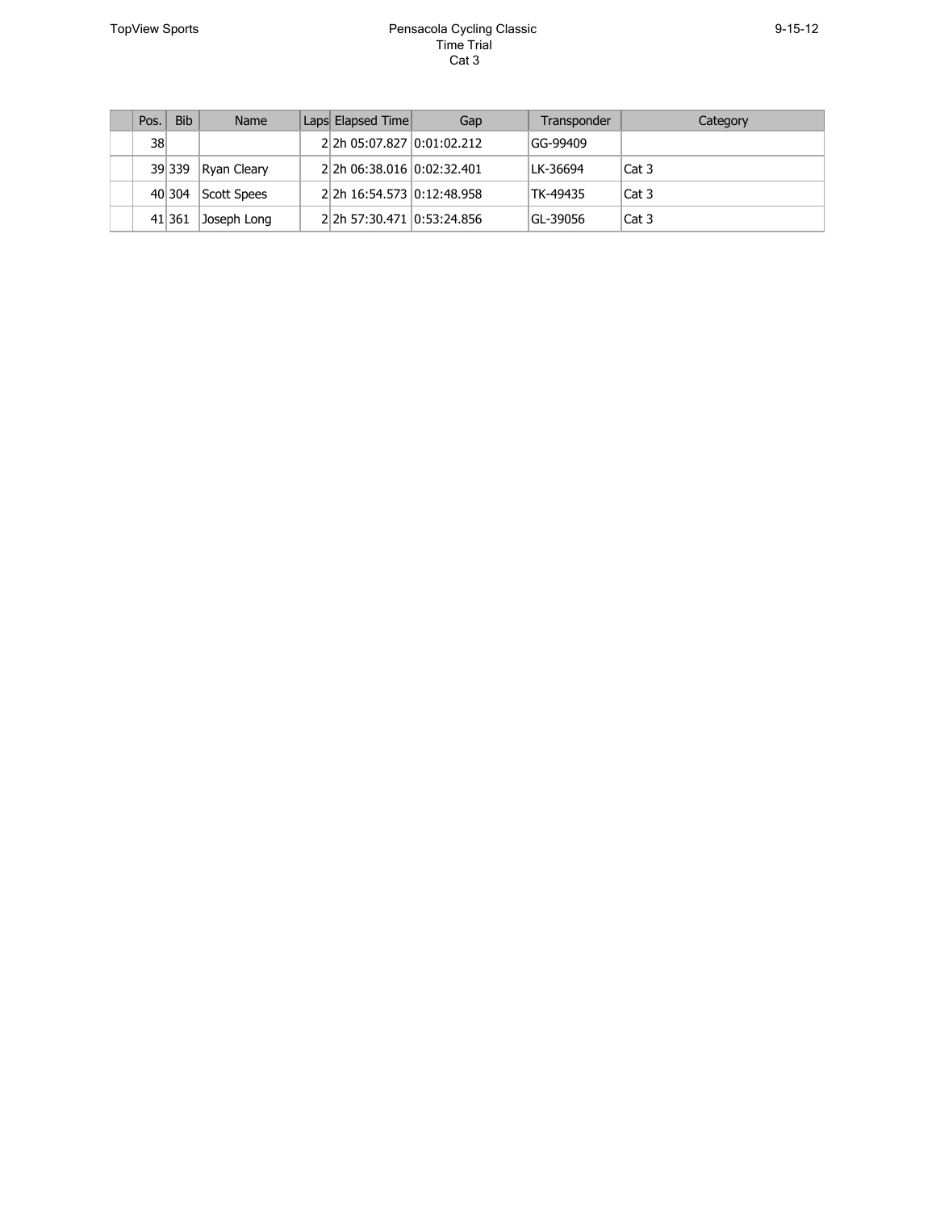| | Pos. | Bib | Name | Laps | Elapsed Time | Gap | Transponder | Category |
|---|---|---|---|---|---|---|---|---|
| | 38 | | | 2 | 2h 05:07.827 | 0:01:02.212 | GG-99409 | |
| | 39 | 339 | Ryan Cleary | 2 | 2h 06:38.016 | 0:02:32.401 | LK-36694 | Cat 3 |
| | 40 | 304 | Scott Spees | 2 | 2h 16:54.573 | 0:12:48.958 | TK-49435 | Cat 3 |
| | 41 | 361 | Joseph Long | 2 | 2h 57:30.471 | 0:53:24.856 | GL-39056 | Cat 3 |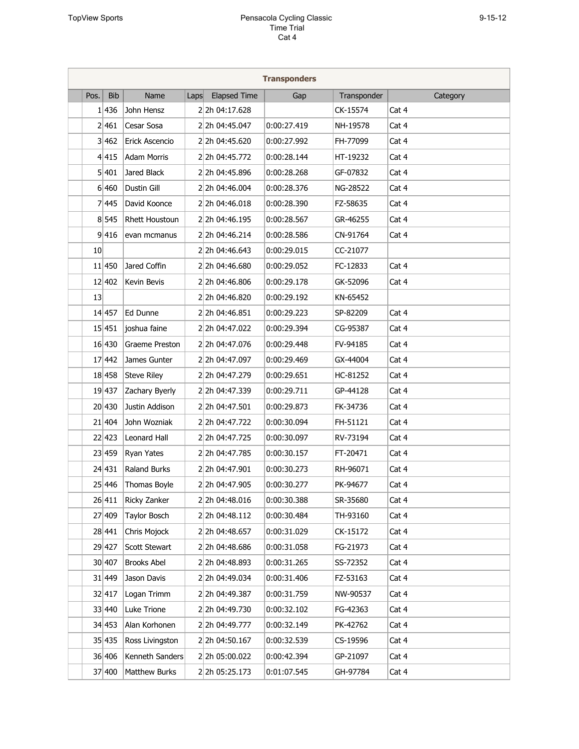TopView Sports

# Pensacola Cycling Classic
## Time Trial
## Cat 4

9-15-12

**Transponders**

| Pos. | Bib | Name | Laps | Elapsed Time | Gap | Transponder | Category |
|---|---|---|---|---|---|---|---|
| 1 | 436 | John Hensz | 2 | 2h 04:17.628 | | CK-15574 | Cat 4 |
| 2 | 461 | Cesar Sosa | 2 | 2h 04:45.047 | 0:00:27.419 | NH-19578 | Cat 4 |
| 3 | 462 | Erick Ascencio | 2 | 2h 04:45.620 | 0:00:27.992 | FH-77099 | Cat 4 |
| 4 | 415 | Adam Morris | 2 | 2h 04:45.772 | 0:00:28.144 | HT-19232 | Cat 4 |
| 5 | 401 | Jared Black | 2 | 2h 04:45.896 | 0:00:28.268 | GF-07832 | Cat 4 |
| 6 | 460 | Dustin Gill | 2 | 2h 04:46.004 | 0:00:28.376 | NG-28522 | Cat 4 |
| 7 | 445 | David Koonce | 2 | 2h 04:46.018 | 0:00:28.390 | FZ-58635 | Cat 4 |
| 8 | 545 | Rhett Houstoun | 2 | 2h 04:46.195 | 0:00:28.567 | GR-46255 | Cat 4 |
| 9 | 416 | evan mcmanus | 2 | 2h 04:46.214 | 0:00:28.586 | CN-91764 | Cat 4 |
| 10 | | | 2 | 2h 04:46.643 | 0:00:29.015 | CC-21077 | |
| 11 | 450 | Jared Coffin | 2 | 2h 04:46.680 | 0:00:29.052 | FC-12833 | Cat 4 |
| 12 | 402 | Kevin Bevis | 2 | 2h 04:46.806 | 0:00:29.178 | GK-52096 | Cat 4 |
| 13 | | | 2 | 2h 04:46.820 | 0:00:29.192 | KN-65452 | |
| 14 | 457 | Ed Dunne | 2 | 2h 04:46.851 | 0:00:29.223 | SP-82209 | Cat 4 |
| 15 | 451 | joshua faine | 2 | 2h 04:47.022 | 0:00:29.394 | CG-95387 | Cat 4 |
| 16 | 430 | Graeme Preston | 2 | 2h 04:47.076 | 0:00:29.448 | FV-94185 | Cat 4 |
| 17 | 442 | James Gunter | 2 | 2h 04:47.097 | 0:00:29.469 | GX-44004 | Cat 4 |
| 18 | 458 | Steve Riley | 2 | 2h 04:47.279 | 0:00:29.651 | HC-81252 | Cat 4 |
| 19 | 437 | Zachary Byerly | 2 | 2h 04:47.339 | 0:00:29.711 | GP-44128 | Cat 4 |
| 20 | 430 | Justin Addison | 2 | 2h 04:47.501 | 0:00:29.873 | FK-34736 | Cat 4 |
| 21 | 404 | John Wozniak | 2 | 2h 04:47.722 | 0:00:30.094 | FH-51121 | Cat 4 |
| 22 | 423 | Leonard Hall | 2 | 2h 04:47.725 | 0:00:30.097 | RV-73194 | Cat 4 |
| 23 | 459 | Ryan Yates | 2 | 2h 04:47.785 | 0:00:30.157 | FT-20471 | Cat 4 |
| 24 | 431 | Raland Burks | 2 | 2h 04:47.901 | 0:00:30.273 | RH-96071 | Cat 4 |
| 25 | 446 | Thomas Boyle | 2 | 2h 04:47.905 | 0:00:30.277 | PK-94677 | Cat 4 |
| 26 | 411 | Ricky Zanker | 2 | 2h 04:48.016 | 0:00:30.388 | SR-35680 | Cat 4 |
| 27 | 409 | Taylor Bosch | 2 | 2h 04:48.112 | 0:00:30.484 | TH-93160 | Cat 4 |
| 28 | 441 | Chris Mojock | 2 | 2h 04:48.657 | 0:00:31.029 | CK-15172 | Cat 4 |
| 29 | 427 | Scott Stewart | 2 | 2h 04:48.686 | 0:00:31.058 | FG-21973 | Cat 4 |
| 30 | 407 | Brooks Abel | 2 | 2h 04:48.893 | 0:00:31.265 | SS-72352 | Cat 4 |
| 31 | 449 | Jason Davis | 2 | 2h 04:49.034 | 0:00:31.406 | FZ-53163 | Cat 4 |
| 32 | 417 | Logan Trimm | 2 | 2h 04:49.387 | 0:00:31.759 | NW-90537 | Cat 4 |
| 33 | 440 | Luke Trione | 2 | 2h 04:49.730 | 0:00:32.102 | FG-42363 | Cat 4 |
| 34 | 453 | Alan Korhonen | 2 | 2h 04:49.777 | 0:00:32.149 | PK-42762 | Cat 4 |
| 35 | 435 | Ross Livingston | 2 | 2h 04:50.167 | 0:00:32.539 | CS-19596 | Cat 4 |
| 36 | 406 | Kenneth Sanders | 2 | 2h 05:00.022 | 0:00:42.394 | GP-21097 | Cat 4 |
| 37 | 400 | Matthew Burks | 2 | 2h 05:25.173 | 0:01:07.545 | GH-97784 | Cat 4 |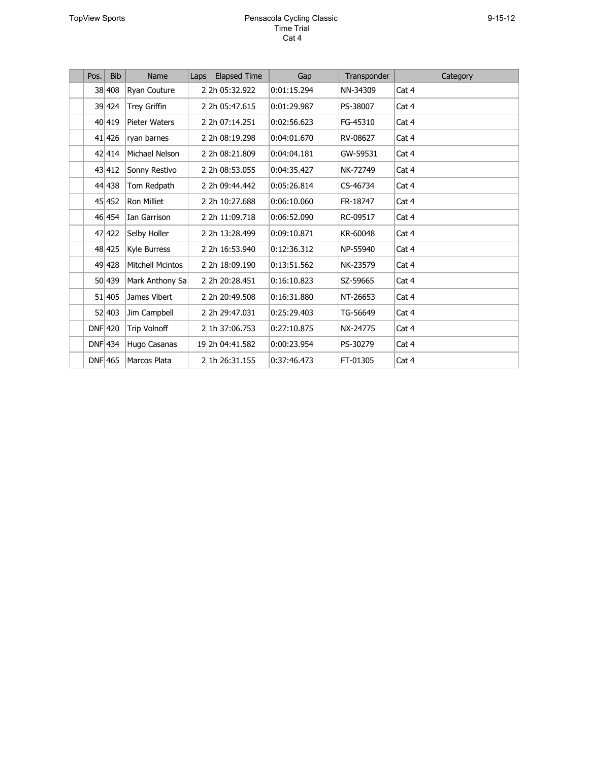| | Pos. | Bib | Name | Laps | Elapsed Time | Gap | Transponder | Category |
|---|---|---|---|---|---|---|---|---|
| | 38 | 408 | Ryan Couture | 2 | 2h 05:32.922 | 0:01:15.294 | NN-34309 | Cat 4 |
| | 39 | 424 | Trey Griffin | 2 | 2h 05:47.615 | 0:01:29.987 | PS-38007 | Cat 4 |
| | 40 | 419 | Pieter Waters | 2 | 2h 07:14.251 | 0:02:56.623 | FG-45310 | Cat 4 |
| | 41 | 426 | ryan barnes | 2 | 2h 08:19.298 | 0:04:01.670 | RV-08627 | Cat 4 |
| | 42 | 414 | Michael Nelson | 2 | 2h 08:21.809 | 0:04:04.181 | GW-59531 | Cat 4 |
| | 43 | 412 | Sonny Restivo | 2 | 2h 08:53.055 | 0:04:35.427 | NK-72749 | Cat 4 |
| | 44 | 438 | Tom Redpath | 2 | 2h 09:44.442 | 0:05:26.814 | CS-46734 | Cat 4 |
| | 45 | 452 | Ron Milliet | 2 | 2h 10:27.688 | 0:06:10.060 | FR-18747 | Cat 4 |
| | 46 | 454 | Ian Garrison | 2 | 2h 11:09.718 | 0:06:52.090 | RC-09517 | Cat 4 |
| | 47 | 422 | Selby Holler | 2 | 2h 13:28.499 | 0:09:10.871 | KR-60048 | Cat 4 |
| | 48 | 425 | Kyle Burress | 2 | 2h 16:53.940 | 0:12:36.312 | NP-55940 | Cat 4 |
| | 49 | 428 | Mitchell Mcintos | 2 | 2h 18:09.190 | 0:13:51.562 | NK-23579 | Cat 4 |
| | 50 | 439 | Mark Anthony Sa | 2 | 2h 20:28.451 | 0:16:10.823 | SZ-59665 | Cat 4 |
| | 51 | 405 | James Vibert | 2 | 2h 20:49.508 | 0:16:31.880 | NT-26653 | Cat 4 |
| | 52 | 403 | Jim Campbell | 2 | 2h 29:47.031 | 0:25:29.403 | TG-56649 | Cat 4 |
| | DNF | 420 | Trip Volnoff | 2 | 1h 37:06.753 | 0:27:10.875 | NX-24775 | Cat 4 |
| | DNF | 434 | Hugo Casanas | 19 | 2h 04:41.582 | 0:00:23.954 | PS-30279 | Cat 4 |
| | DNF | 465 | Marcos Plata | 2 | 1h 26:31.155 | 0:37:46.473 | FT-01305 | Cat 4 |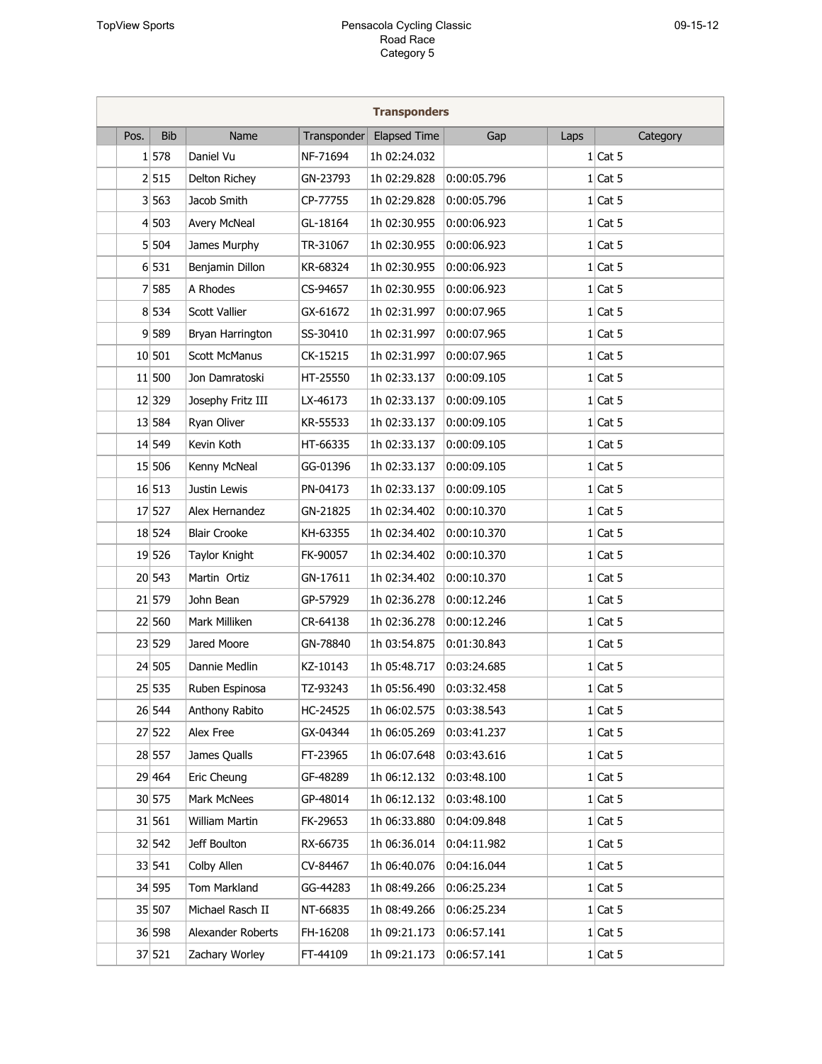# Pensacola Cycling Classic
## Road Race
### Category 5

TopView Sports — 09-15-12

**Transponders**

| Pos. | Bib | Name | Transponder | Elapsed Time | Gap | Laps | Category |
|---|---|---|---|---|---|---|---|
| 1 | 578 | Daniel Vu | NF-71694 | 1h 02:24.032 | | 1 | Cat 5 |
| 2 | 515 | Delton Richey | GN-23793 | 1h 02:29.828 | 0:00:05.796 | 1 | Cat 5 |
| 3 | 563 | Jacob Smith | CP-77755 | 1h 02:29.828 | 0:00:05.796 | 1 | Cat 5 |
| 4 | 503 | Avery McNeal | GL-18164 | 1h 02:30.955 | 0:00:06.923 | 1 | Cat 5 |
| 5 | 504 | James Murphy | TR-31067 | 1h 02:30.955 | 0:00:06.923 | 1 | Cat 5 |
| 6 | 531 | Benjamin Dillon | KR-68324 | 1h 02:30.955 | 0:00:06.923 | 1 | Cat 5 |
| 7 | 585 | A Rhodes | CS-94657 | 1h 02:30.955 | 0:00:06.923 | 1 | Cat 5 |
| 8 | 534 | Scott Vallier | GX-61672 | 1h 02:31.997 | 0:00:07.965 | 1 | Cat 5 |
| 9 | 589 | Bryan Harrington | SS-30410 | 1h 02:31.997 | 0:00:07.965 | 1 | Cat 5 |
| 10 | 501 | Scott McManus | CK-15215 | 1h 02:31.997 | 0:00:07.965 | 1 | Cat 5 |
| 11 | 500 | Jon Damratoski | HT-25550 | 1h 02:33.137 | 0:00:09.105 | 1 | Cat 5 |
| 12 | 329 | Josephy Fritz III | LX-46173 | 1h 02:33.137 | 0:00:09.105 | 1 | Cat 5 |
| 13 | 584 | Ryan Oliver | KR-55533 | 1h 02:33.137 | 0:00:09.105 | 1 | Cat 5 |
| 14 | 549 | Kevin Koth | HT-66335 | 1h 02:33.137 | 0:00:09.105 | 1 | Cat 5 |
| 15 | 506 | Kenny McNeal | GG-01396 | 1h 02:33.137 | 0:00:09.105 | 1 | Cat 5 |
| 16 | 513 | Justin Lewis | PN-04173 | 1h 02:33.137 | 0:00:09.105 | 1 | Cat 5 |
| 17 | 527 | Alex Hernandez | GN-21825 | 1h 02:34.402 | 0:00:10.370 | 1 | Cat 5 |
| 18 | 524 | Blair Crooke | KH-63355 | 1h 02:34.402 | 0:00:10.370 | 1 | Cat 5 |
| 19 | 526 | Taylor Knight | FK-90057 | 1h 02:34.402 | 0:00:10.370 | 1 | Cat 5 |
| 20 | 543 | Martin Ortiz | GN-17611 | 1h 02:34.402 | 0:00:10.370 | 1 | Cat 5 |
| 21 | 579 | John Bean | GP-57929 | 1h 02:36.278 | 0:00:12.246 | 1 | Cat 5 |
| 22 | 560 | Mark Milliken | CR-64138 | 1h 02:36.278 | 0:00:12.246 | 1 | Cat 5 |
| 23 | 529 | Jared Moore | GN-78840 | 1h 03:54.875 | 0:01:30.843 | 1 | Cat 5 |
| 24 | 505 | Dannie Medlin | KZ-10143 | 1h 05:48.717 | 0:03:24.685 | 1 | Cat 5 |
| 25 | 535 | Ruben Espinosa | TZ-93243 | 1h 05:56.490 | 0:03:32.458 | 1 | Cat 5 |
| 26 | 544 | Anthony Rabito | HC-24525 | 1h 06:02.575 | 0:03:38.543 | 1 | Cat 5 |
| 27 | 522 | Alex Free | GX-04344 | 1h 06:05.269 | 0:03:41.237 | 1 | Cat 5 |
| 28 | 557 | James Qualls | FT-23965 | 1h 06:07.648 | 0:03:43.616 | 1 | Cat 5 |
| 29 | 464 | Eric Cheung | GF-48289 | 1h 06:12.132 | 0:03:48.100 | 1 | Cat 5 |
| 30 | 575 | Mark McNees | GP-48014 | 1h 06:12.132 | 0:03:48.100 | 1 | Cat 5 |
| 31 | 561 | William Martin | FK-29653 | 1h 06:33.880 | 0:04:09.848 | 1 | Cat 5 |
| 32 | 542 | Jeff Boulton | RX-66735 | 1h 06:36.014 | 0:04:11.982 | 1 | Cat 5 |
| 33 | 541 | Colby Allen | CV-84467 | 1h 06:40.076 | 0:04:16.044 | 1 | Cat 5 |
| 34 | 595 | Tom Markland | GG-44283 | 1h 08:49.266 | 0:06:25.234 | 1 | Cat 5 |
| 35 | 507 | Michael Rasch II | NT-66835 | 1h 08:49.266 | 0:06:25.234 | 1 | Cat 5 |
| 36 | 598 | Alexander Roberts | FH-16208 | 1h 09:21.173 | 0:06:57.141 | 1 | Cat 5 |
| 37 | 521 | Zachary Worley | FT-44109 | 1h 09:21.173 | 0:06:57.141 | 1 | Cat 5 |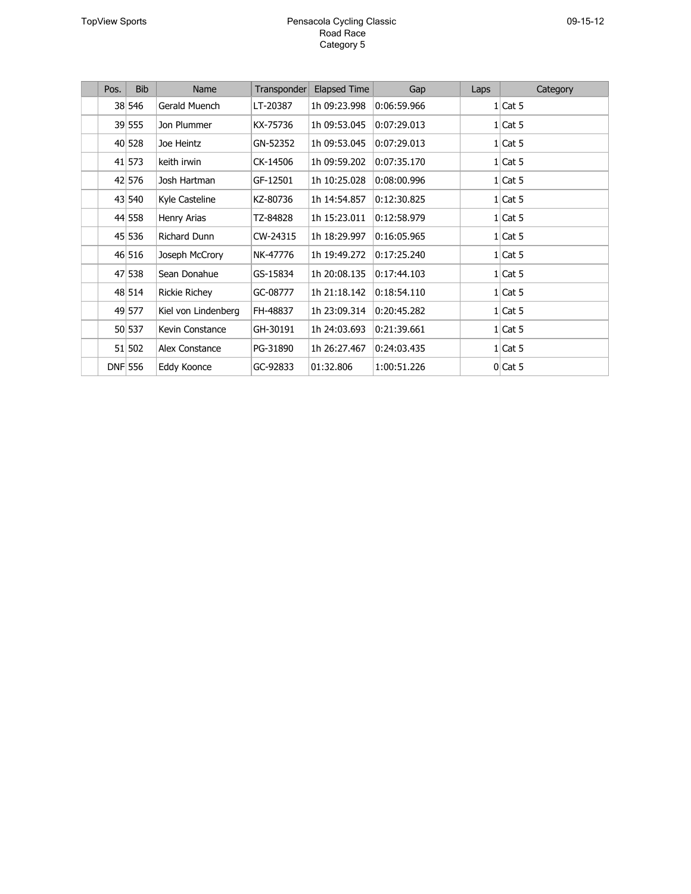| | Pos. | Bib | Name | Transponder | Elapsed Time | Gap | Laps | Category |
|---|---|---|---|---|---|---|---|---|
| | 38 | 546 | Gerald Muench | LT-20387 | 1h 09:23.998 | 0:06:59.966 | 1 | Cat 5 |
| | 39 | 555 | Jon Plummer | KX-75736 | 1h 09:53.045 | 0:07:29.013 | 1 | Cat 5 |
| | 40 | 528 | Joe Heintz | GN-52352 | 1h 09:53.045 | 0:07:29.013 | 1 | Cat 5 |
| | 41 | 573 | keith irwin | CK-14506 | 1h 09:59.202 | 0:07:35.170 | 1 | Cat 5 |
| | 42 | 576 | Josh Hartman | GF-12501 | 1h 10:25.028 | 0:08:00.996 | 1 | Cat 5 |
| | 43 | 540 | Kyle Casteline | KZ-80736 | 1h 14:54.857 | 0:12:30.825 | 1 | Cat 5 |
| | 44 | 558 | Henry Arias | TZ-84828 | 1h 15:23.011 | 0:12:58.979 | 1 | Cat 5 |
| | 45 | 536 | Richard Dunn | CW-24315 | 1h 18:29.997 | 0:16:05.965 | 1 | Cat 5 |
| | 46 | 516 | Joseph McCrory | NK-47776 | 1h 19:49.272 | 0:17:25.240 | 1 | Cat 5 |
| | 47 | 538 | Sean Donahue | GS-15834 | 1h 20:08.135 | 0:17:44.103 | 1 | Cat 5 |
| | 48 | 514 | Rickie Richey | GC-08777 | 1h 21:18.142 | 0:18:54.110 | 1 | Cat 5 |
| | 49 | 577 | Kiel von Lindenberg | FH-48837 | 1h 23:09.314 | 0:20:45.282 | 1 | Cat 5 |
| | 50 | 537 | Kevin Constance | GH-30191 | 1h 24:03.693 | 0:21:39.661 | 1 | Cat 5 |
| | 51 | 502 | Alex Constance | PG-31890 | 1h 26:27.467 | 0:24:03.435 | 1 | Cat 5 |
| | DNF | 556 | Eddy Koonce | GC-92833 | 01:32.806 | 1:00:51.226 | 0 | Cat 5 |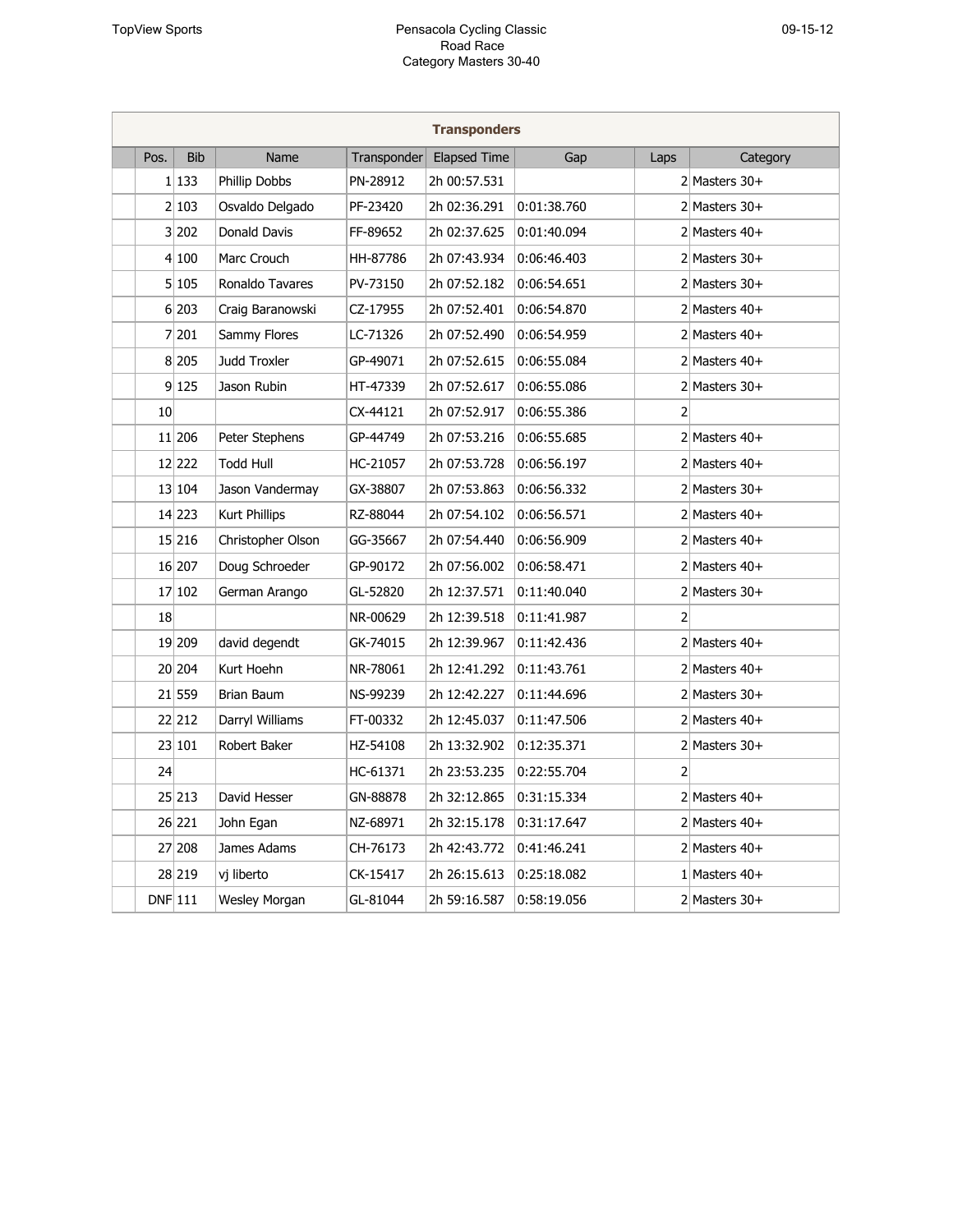Pensacola Cycling Classic
Road Race
Category Masters 30-40

| Transponders | | | | | | | |
|---|---|---|---|---|---|---|---|
| Pos. | Bib | Name | Transponder | Elapsed Time | Gap | Laps | Category |
| 1 | 133 | Phillip Dobbs | PN-28912 | 2h 00:57.531 | | 2 | Masters 30+ |
| 2 | 103 | Osvaldo Delgado | PF-23420 | 2h 02:36.291 | 0:01:38.760 | 2 | Masters 30+ |
| 3 | 202 | Donald Davis | FF-89652 | 2h 02:37.625 | 0:01:40.094 | 2 | Masters 40+ |
| 4 | 100 | Marc Crouch | HH-87786 | 2h 07:43.934 | 0:06:46.403 | 2 | Masters 30+ |
| 5 | 105 | Ronaldo Tavares | PV-73150 | 2h 07:52.182 | 0:06:54.651 | 2 | Masters 30+ |
| 6 | 203 | Craig Baranowski | CZ-17955 | 2h 07:52.401 | 0:06:54.870 | 2 | Masters 40+ |
| 7 | 201 | Sammy Flores | LC-71326 | 2h 07:52.490 | 0:06:54.959 | 2 | Masters 40+ |
| 8 | 205 | Judd Troxler | GP-49071 | 2h 07:52.615 | 0:06:55.084 | 2 | Masters 40+ |
| 9 | 125 | Jason Rubin | HT-47339 | 2h 07:52.617 | 0:06:55.086 | 2 | Masters 30+ |
| 10 | | | CX-44121 | 2h 07:52.917 | 0:06:55.386 | 2 | |
| 11 | 206 | Peter Stephens | GP-44749 | 2h 07:53.216 | 0:06:55.685 | 2 | Masters 40+ |
| 12 | 222 | Todd Hull | HC-21057 | 2h 07:53.728 | 0:06:56.197 | 2 | Masters 40+ |
| 13 | 104 | Jason Vandermay | GX-38807 | 2h 07:53.863 | 0:06:56.332 | 2 | Masters 30+ |
| 14 | 223 | Kurt Phillips | RZ-88044 | 2h 07:54.102 | 0:06:56.571 | 2 | Masters 40+ |
| 15 | 216 | Christopher Olson | GG-35667 | 2h 07:54.440 | 0:06:56.909 | 2 | Masters 40+ |
| 16 | 207 | Doug Schroeder | GP-90172 | 2h 07:56.002 | 0:06:58.471 | 2 | Masters 40+ |
| 17 | 102 | German Arango | GL-52820 | 2h 12:37.571 | 0:11:40.040 | 2 | Masters 30+ |
| 18 | | | NR-00629 | 2h 12:39.518 | 0:11:41.987 | 2 | |
| 19 | 209 | david degendt | GK-74015 | 2h 12:39.967 | 0:11:42.436 | 2 | Masters 40+ |
| 20 | 204 | Kurt Hoehn | NR-78061 | 2h 12:41.292 | 0:11:43.761 | 2 | Masters 40+ |
| 21 | 559 | Brian Baum | NS-99239 | 2h 12:42.227 | 0:11:44.696 | 2 | Masters 30+ |
| 22 | 212 | Darryl Williams | FT-00332 | 2h 12:45.037 | 0:11:47.506 | 2 | Masters 40+ |
| 23 | 101 | Robert Baker | HZ-54108 | 2h 13:32.902 | 0:12:35.371 | 2 | Masters 30+ |
| 24 | | | HC-61371 | 2h 23:53.235 | 0:22:55.704 | 2 | |
| 25 | 213 | David Hesser | GN-88878 | 2h 32:12.865 | 0:31:15.334 | 2 | Masters 40+ |
| 26 | 221 | John Egan | NZ-68971 | 2h 32:15.178 | 0:31:17.647 | 2 | Masters 40+ |
| 27 | 208 | James Adams | CH-76173 | 2h 42:43.772 | 0:41:46.241 | 2 | Masters 40+ |
| 28 | 219 | vj liberto | CK-15417 | 2h 26:15.613 | 0:25:18.082 | 1 | Masters 40+ |
| DNF | 111 | Wesley Morgan | GL-81044 | 2h 59:16.587 | 0:58:19.056 | 2 | Masters 30+ |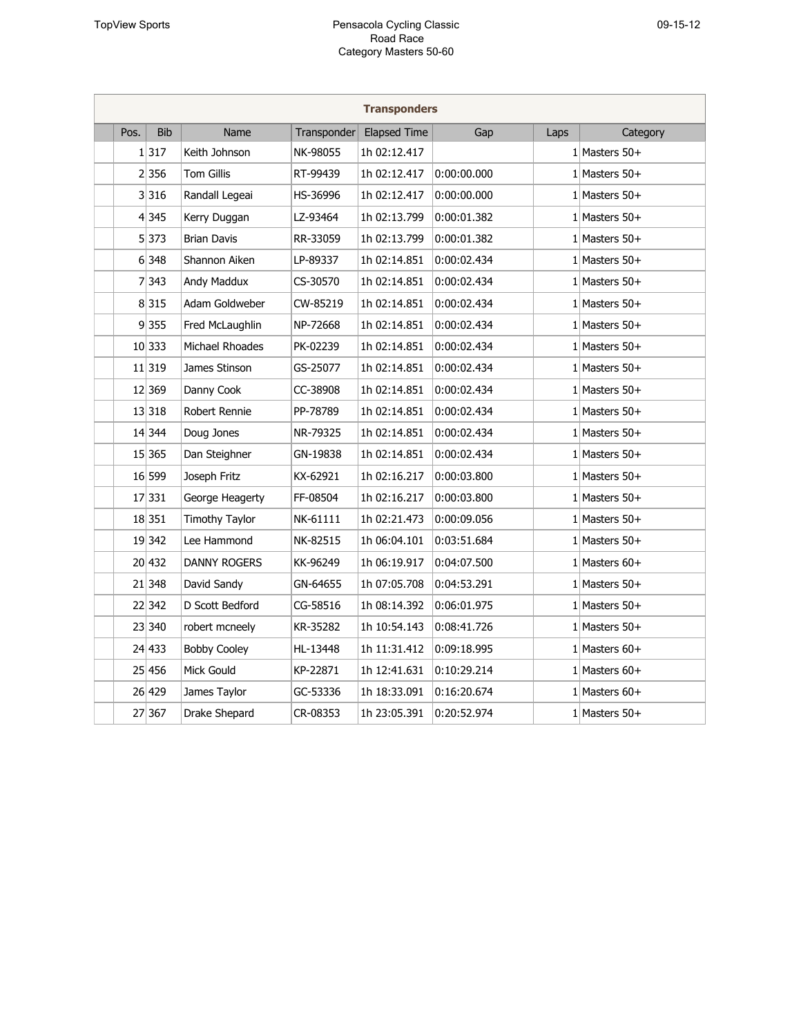Pensacola Cycling Classic
Road Race
Category Masters 50-60

TopView Sports

09-15-12

**Transponders**

| Pos. | Bib | Name | Transponder | Elapsed Time | Gap | Laps | Category |
|---|---|---|---|---|---|---|---|
| 1 | 317 | Keith Johnson | NK-98055 | 1h 02:12.417 | | 1 | Masters 50+ |
| 2 | 356 | Tom Gillis | RT-99439 | 1h 02:12.417 | 0:00:00.000 | 1 | Masters 50+ |
| 3 | 316 | Randall Legeai | HS-36996 | 1h 02:12.417 | 0:00:00.000 | 1 | Masters 50+ |
| 4 | 345 | Kerry Duggan | LZ-93464 | 1h 02:13.799 | 0:00:01.382 | 1 | Masters 50+ |
| 5 | 373 | Brian Davis | RR-33059 | 1h 02:13.799 | 0:00:01.382 | 1 | Masters 50+ |
| 6 | 348 | Shannon Aiken | LP-89337 | 1h 02:14.851 | 0:00:02.434 | 1 | Masters 50+ |
| 7 | 343 | Andy Maddux | CS-30570 | 1h 02:14.851 | 0:00:02.434 | 1 | Masters 50+ |
| 8 | 315 | Adam Goldweber | CW-85219 | 1h 02:14.851 | 0:00:02.434 | 1 | Masters 50+ |
| 9 | 355 | Fred McLaughlin | NP-72668 | 1h 02:14.851 | 0:00:02.434 | 1 | Masters 50+ |
| 10 | 333 | Michael Rhoades | PK-02239 | 1h 02:14.851 | 0:00:02.434 | 1 | Masters 50+ |
| 11 | 319 | James Stinson | GS-25077 | 1h 02:14.851 | 0:00:02.434 | 1 | Masters 50+ |
| 12 | 369 | Danny Cook | CC-38908 | 1h 02:14.851 | 0:00:02.434 | 1 | Masters 50+ |
| 13 | 318 | Robert Rennie | PP-78789 | 1h 02:14.851 | 0:00:02.434 | 1 | Masters 50+ |
| 14 | 344 | Doug Jones | NR-79325 | 1h 02:14.851 | 0:00:02.434 | 1 | Masters 50+ |
| 15 | 365 | Dan Steighner | GN-19838 | 1h 02:14.851 | 0:00:02.434 | 1 | Masters 50+ |
| 16 | 599 | Joseph Fritz | KX-62921 | 1h 02:16.217 | 0:00:03.800 | 1 | Masters 50+ |
| 17 | 331 | George Heagerty | FF-08504 | 1h 02:16.217 | 0:00:03.800 | 1 | Masters 50+ |
| 18 | 351 | Timothy Taylor | NK-61111 | 1h 02:21.473 | 0:00:09.056 | 1 | Masters 50+ |
| 19 | 342 | Lee Hammond | NK-82515 | 1h 06:04.101 | 0:03:51.684 | 1 | Masters 50+ |
| 20 | 432 | DANNY ROGERS | KK-96249 | 1h 06:19.917 | 0:04:07.500 | 1 | Masters 60+ |
| 21 | 348 | David Sandy | GN-64655 | 1h 07:05.708 | 0:04:53.291 | 1 | Masters 50+ |
| 22 | 342 | D Scott Bedford | CG-58516 | 1h 08:14.392 | 0:06:01.975 | 1 | Masters 50+ |
| 23 | 340 | robert mcneely | KR-35282 | 1h 10:54.143 | 0:08:41.726 | 1 | Masters 50+ |
| 24 | 433 | Bobby Cooley | HL-13448 | 1h 11:31.412 | 0:09:18.995 | 1 | Masters 60+ |
| 25 | 456 | Mick Gould | KP-22871 | 1h 12:41.631 | 0:10:29.214 | 1 | Masters 60+ |
| 26 | 429 | James Taylor | GC-53336 | 1h 18:33.091 | 0:16:20.674 | 1 | Masters 60+ |
| 27 | 367 | Drake Shepard | CR-08353 | 1h 23:05.391 | 0:20:52.974 | 1 | Masters 50+ |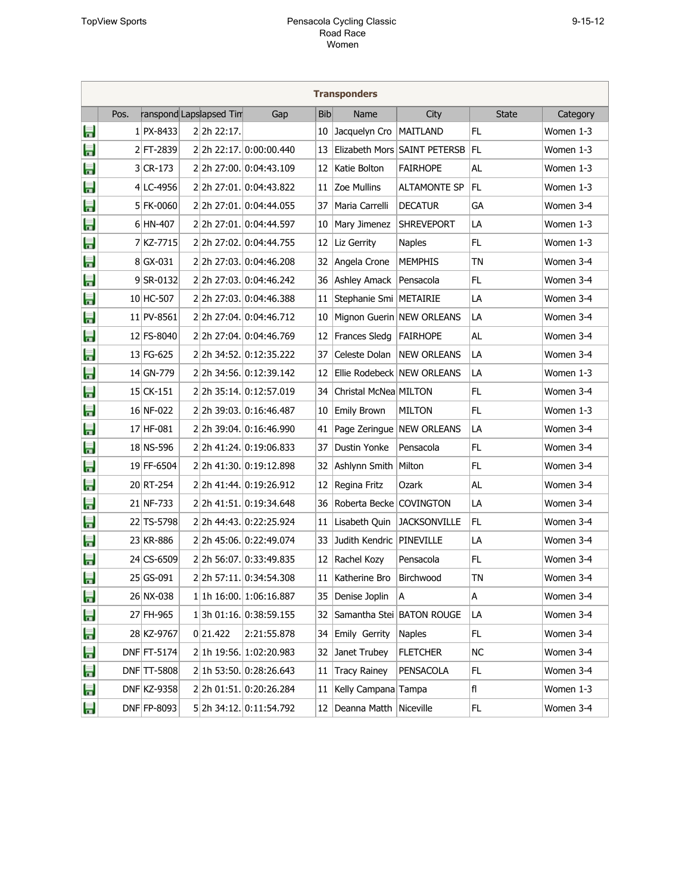TopView Sports

# Pensacola Cycling Classic
## Road Race
### Women

9-15-12

**Transponders**

| | Pos. | ranspond | Laps | lapsed Tim | Gap | Bib | Name | City | State | Category |
|---|---|---|---|---|---|---|---|---|---|---|
| | 1 | PX-8433 | 2 | 2h 22:17. | | 10 | Jacquelyn Cro | MAITLAND | FL | Women 1-3 |
| | 2 | FT-2839 | 2 | 2h 22:17. | 0:00:00.440 | 13 | Elizabeth Mors | SAINT PETERSB | FL | Women 1-3 |
| | 3 | CR-173 | 2 | 2h 27:00. | 0:04:43.109 | 12 | Katie Bolton | FAIRHOPE | AL | Women 1-3 |
| | 4 | LC-4956 | 2 | 2h 27:01. | 0:04:43.822 | 11 | Zoe Mullins | ALTAMONTE SP | FL | Women 1-3 |
| | 5 | FK-0060 | 2 | 2h 27:01. | 0:04:44.055 | 37 | Maria Carrelli | DECATUR | GA | Women 3-4 |
| | 6 | HN-407 | 2 | 2h 27:01. | 0:04:44.597 | 10 | Mary Jimenez | SHREVEPORT | LA | Women 1-3 |
| | 7 | KZ-7715 | 2 | 2h 27:02. | 0:04:44.755 | 12 | Liz Gerrity | Naples | FL | Women 1-3 |
| | 8 | GX-031 | 2 | 2h 27:03. | 0:04:46.208 | 32 | Angela Crone | MEMPHIS | TN | Women 3-4 |
| | 9 | SR-0132 | 2 | 2h 27:03. | 0:04:46.242 | 36 | Ashley Amack | Pensacola | FL | Women 3-4 |
| | 10 | HC-507 | 2 | 2h 27:03. | 0:04:46.388 | 11 | Stephanie Smi | METAIRIE | LA | Women 3-4 |
| | 11 | PV-8561 | 2 | 2h 27:04. | 0:04:46.712 | 10 | Mignon Guerin | NEW ORLEANS | LA | Women 3-4 |
| | 12 | FS-8040 | 2 | 2h 27:04. | 0:04:46.769 | 12 | Frances Sledg | FAIRHOPE | AL | Women 3-4 |
| | 13 | FG-625 | 2 | 2h 34:52. | 0:12:35.222 | 37 | Celeste Dolan | NEW ORLEANS | LA | Women 3-4 |
| | 14 | GN-779 | 2 | 2h 34:56. | 0:12:39.142 | 12 | Ellie Rodebeck | NEW ORLEANS | LA | Women 1-3 |
| | 15 | CK-151 | 2 | 2h 35:14. | 0:12:57.019 | 34 | Christal McNea | MILTON | FL | Women 3-4 |
| | 16 | NF-022 | 2 | 2h 39:03. | 0:16:46.487 | 10 | Emily Brown | MILTON | FL | Women 1-3 |
| | 17 | HF-081 | 2 | 2h 39:04. | 0:16:46.990 | 41 | Page Zeringue | NEW ORLEANS | LA | Women 3-4 |
| | 18 | NS-596 | 2 | 2h 41:24. | 0:19:06.833 | 37 | Dustin Yonke | Pensacola | FL | Women 3-4 |
| | 19 | FF-6504 | 2 | 2h 41:30. | 0:19:12.898 | 32 | Ashlynn Smith | Milton | FL | Women 3-4 |
| | 20 | RT-254 | 2 | 2h 41:44. | 0:19:26.912 | 12 | Regina Fritz | Ozark | AL | Women 3-4 |
| | 21 | NF-733 | 2 | 2h 41:51. | 0:19:34.648 | 36 | Roberta Becke | COVINGTON | LA | Women 3-4 |
| | 22 | TS-5798 | 2 | 2h 44:43. | 0:22:25.924 | 11 | Lisabeth Quin | JACKSONVILLE | FL | Women 3-4 |
| | 23 | KR-886 | 2 | 2h 45:06. | 0:22:49.074 | 33 | Judith Kendric | PINEVILLE | LA | Women 3-4 |
| | 24 | CS-6509 | 2 | 2h 56:07. | 0:33:49.835 | 12 | Rachel Kozy | Pensacola | FL | Women 3-4 |
| | 25 | GS-091 | 2 | 2h 57:11. | 0:34:54.308 | 11 | Katherine Bro | Birchwood | TN | Women 3-4 |
| | 26 | NX-038 | 1 | 1h 16:00. | 1:06:16.887 | 35 | Denise Joplin | A | A | Women 3-4 |
| | 27 | FH-965 | 1 | 3h 01:16. | 0:38:59.155 | 32 | Samantha Stei | BATON ROUGE | LA | Women 3-4 |
| | 28 | KZ-9767 | 0 | 21.422 | 2:21:55.878 | 34 | Emily Gerrity | Naples | FL | Women 3-4 |
| | DNF | FT-5174 | 2 | 1h 19:56. | 1:02:20.983 | 32 | Janet Trubey | FLETCHER | NC | Women 3-4 |
| | DNF | TT-5808 | 2 | 1h 53:50. | 0:28:26.643 | 11 | Tracy Rainey | PENSACOLA | FL | Women 3-4 |
| | DNF | KZ-9358 | 2 | 2h 01:51. | 0:20:26.284 | 11 | Kelly Campana | Tampa | fl | Women 1-3 |
| | DNF | FP-8093 | 5 | 2h 34:12. | 0:11:54.792 | 12 | Deanna Matth | Niceville | FL | Women 3-4 |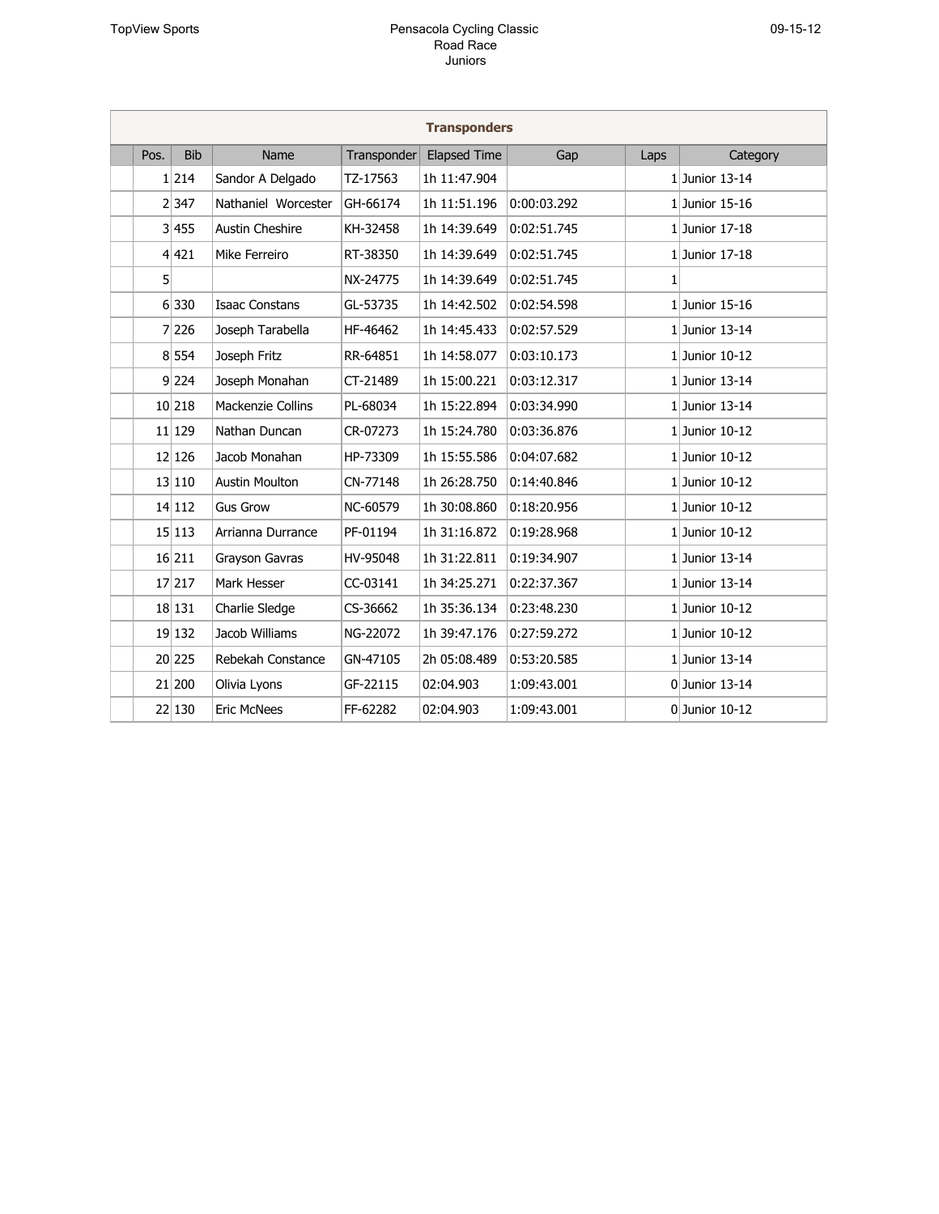Pensacola Cycling Classic
Road Race
Juniors

**Transponders**

| Pos. | Bib | Name | Transponder | Elapsed Time | Gap | Laps | Category |
|---|---|---|---|---|---|---|---|
| 1 | 214 | Sandor A Delgado | TZ-17563 | 1h 11:47.904 | | 1 | Junior 13-14 |
| 2 | 347 | Nathaniel Worcester | GH-66174 | 1h 11:51.196 | 0:00:03.292 | 1 | Junior 15-16 |
| 3 | 455 | Austin Cheshire | KH-32458 | 1h 14:39.649 | 0:02:51.745 | 1 | Junior 17-18 |
| 4 | 421 | Mike Ferreiro | RT-38350 | 1h 14:39.649 | 0:02:51.745 | 1 | Junior 17-18 |
| 5 | | | NX-24775 | 1h 14:39.649 | 0:02:51.745 | 1 | |
| 6 | 330 | Isaac Constans | GL-53735 | 1h 14:42.502 | 0:02:54.598 | 1 | Junior 15-16 |
| 7 | 226 | Joseph Tarabella | HF-46462 | 1h 14:45.433 | 0:02:57.529 | 1 | Junior 13-14 |
| 8 | 554 | Joseph Fritz | RR-64851 | 1h 14:58.077 | 0:03:10.173 | 1 | Junior 10-12 |
| 9 | 224 | Joseph Monahan | CT-21489 | 1h 15:00.221 | 0:03:12.317 | 1 | Junior 13-14 |
| 10 | 218 | Mackenzie Collins | PL-68034 | 1h 15:22.894 | 0:03:34.990 | 1 | Junior 13-14 |
| 11 | 129 | Nathan Duncan | CR-07273 | 1h 15:24.780 | 0:03:36.876 | 1 | Junior 10-12 |
| 12 | 126 | Jacob Monahan | HP-73309 | 1h 15:55.586 | 0:04:07.682 | 1 | Junior 10-12 |
| 13 | 110 | Austin Moulton | CN-77148 | 1h 26:28.750 | 0:14:40.846 | 1 | Junior 10-12 |
| 14 | 112 | Gus Grow | NC-60579 | 1h 30:08.860 | 0:18:20.956 | 1 | Junior 10-12 |
| 15 | 113 | Arrianna Durrance | PF-01194 | 1h 31:16.872 | 0:19:28.968 | 1 | Junior 10-12 |
| 16 | 211 | Grayson Gavras | HV-95048 | 1h 31:22.811 | 0:19:34.907 | 1 | Junior 13-14 |
| 17 | 217 | Mark Hesser | CC-03141 | 1h 34:25.271 | 0:22:37.367 | 1 | Junior 13-14 |
| 18 | 131 | Charlie Sledge | CS-36662 | 1h 35:36.134 | 0:23:48.230 | 1 | Junior 10-12 |
| 19 | 132 | Jacob Williams | NG-22072 | 1h 39:47.176 | 0:27:59.272 | 1 | Junior 10-12 |
| 20 | 225 | Rebekah Constance | GN-47105 | 2h 05:08.489 | 0:53:20.585 | 1 | Junior 13-14 |
| 21 | 200 | Olivia Lyons | GF-22115 | 02:04.903 | 1:09:43.001 | 0 | Junior 13-14 |
| 22 | 130 | Eric McNees | FF-62282 | 02:04.903 | 1:09:43.001 | 0 | Junior 10-12 |